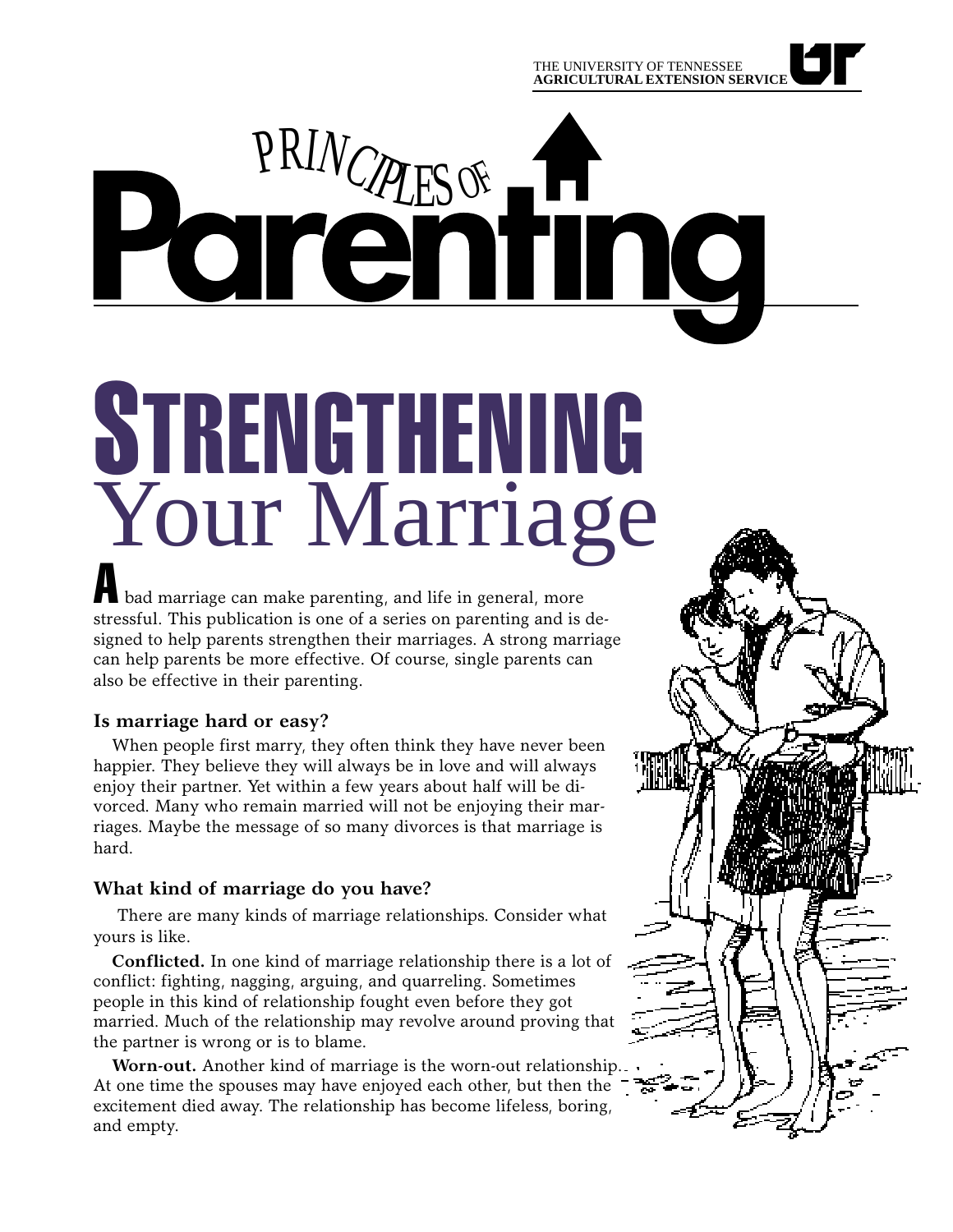THE UNIVERSITY OF TENNESSEE
**AGRICULTURAL EXTENSION SERVICE**

# Principles of Parenting

# STRENGTHENING Your Marriage

A bad marriage can make parenting, and life in general, more stressful. This publication is one of a series on parenting and is designed to help parents strengthen their marriages. A strong marriage can help parents be more effective. Of course, single parents can also be effective in their parenting.

### Is marriage hard or easy?

When people first marry, they often think they have never been happier. They believe they will always be in love and will always enjoy their partner. Yet within a few years about half will be divorced. Many who remain married will not be enjoying their marriages. Maybe the message of so many divorces is that marriage is hard.

### What kind of marriage do you have?

There are many kinds of marriage relationships. Consider what yours is like.

**Conflicted.** In one kind of marriage relationship there is a lot of conflict: fighting, nagging, arguing, and quarreling. Sometimes people in this kind of relationship fought even before they got married. Much of the relationship may revolve around proving that the partner is wrong or is to blame.

**Worn-out.** Another kind of marriage is the worn-out relationship. At one time the spouses may have enjoyed each other, but then the excitement died away. The relationship has become lifeless, boring, and empty.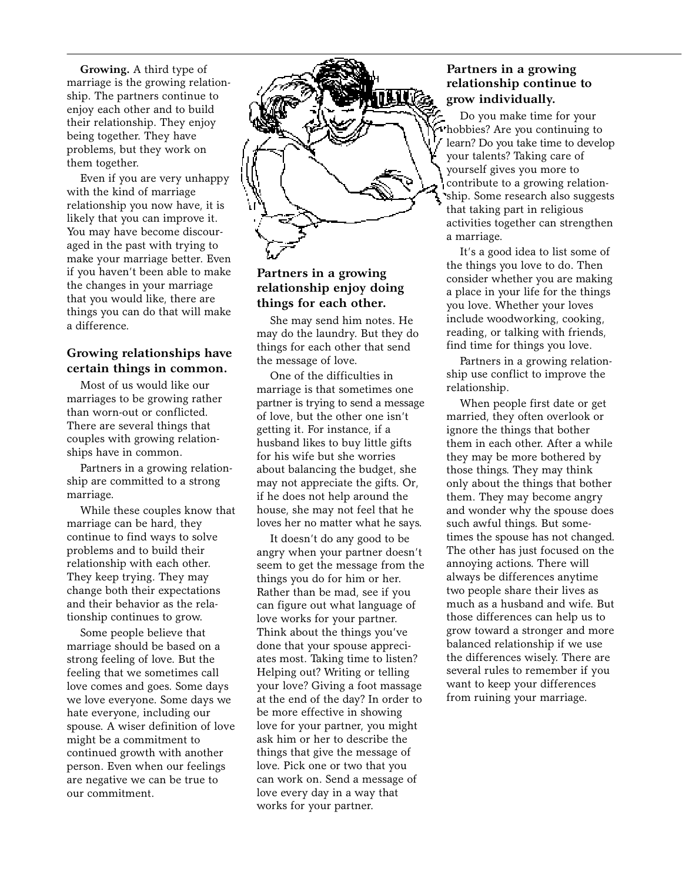**Growing.** A third type of marriage is the growing relationship. The partners continue to enjoy each other and to build their relationship. They enjoy being together. They have problems, but they work on them together.

Even if you are very unhappy with the kind of marriage relationship you now have, it is likely that you can improve it. You may have become discouraged in the past with trying to make your marriage better. Even if you haven't been able to make the changes in your marriage that you would like, there are things you can do that will make a difference.

### Growing relationships have certain things in common.

Most of us would like our marriages to be growing rather than worn-out or conflicted. There are several things that couples with growing relationships have in common.

Partners in a growing relationship are committed to a strong marriage.

While these couples know that marriage can be hard, they continue to find ways to solve problems and to build their relationship with each other. They keep trying. They may change both their expectations and their behavior as the relationship continues to grow.

Some people believe that marriage should be based on a strong feeling of love. But the feeling that we sometimes call love comes and goes. Some days we love everyone. Some days we hate everyone, including our spouse. A wiser definition of love might be a commitment to continued growth with another person. Even when our feelings are negative we can be true to our commitment.

### Partners in a growing relationship enjoy doing things for each other.

She may send him notes. He may do the laundry. But they do things for each other that send the message of love.

One of the difficulties in marriage is that sometimes one partner is trying to send a message of love, but the other one isn't getting it. For instance, if a husband likes to buy little gifts for his wife but she worries about balancing the budget, she may not appreciate the gifts. Or, if he does not help around the house, she may not feel that he loves her no matter what he says.

It doesn't do any good to be angry when your partner doesn't seem to get the message from the things you do for him or her. Rather than be mad, see if you can figure out what language of love works for your partner. Think about the things you've done that your spouse appreciates most. Taking time to listen? Helping out? Writing or telling your love? Giving a foot massage at the end of the day? In order to be more effective in showing love for your partner, you might ask him or her to describe the things that give the message of love. Pick one or two that you can work on. Send a message of love every day in a way that works for your partner.

### Partners in a growing relationship continue to grow individually.

Do you make time for your hobbies? Are you continuing to learn? Do you take time to develop your talents? Taking care of yourself gives you more to contribute to a growing relationship. Some research also suggests that taking part in religious activities together can strengthen a marriage.

It's a good idea to list some of the things you love to do. Then consider whether you are making a place in your life for the things you love. Whether your loves include woodworking, cooking, reading, or talking with friends, find time for things you love.

Partners in a growing relationship use conflict to improve the relationship.

When people first date or get married, they often overlook or ignore the things that bother them in each other. After a while they may be more bothered by those things. They may think only about the things that bother them. They may become angry and wonder why the spouse does such awful things. But sometimes the spouse has not changed. The other has just focused on the annoying actions. There will always be differences anytime two people share their lives as much as a husband and wife. But those differences can help us to grow toward a stronger and more balanced relationship if we use the differences wisely. There are several rules to remember if you want to keep your differences from ruining your marriage.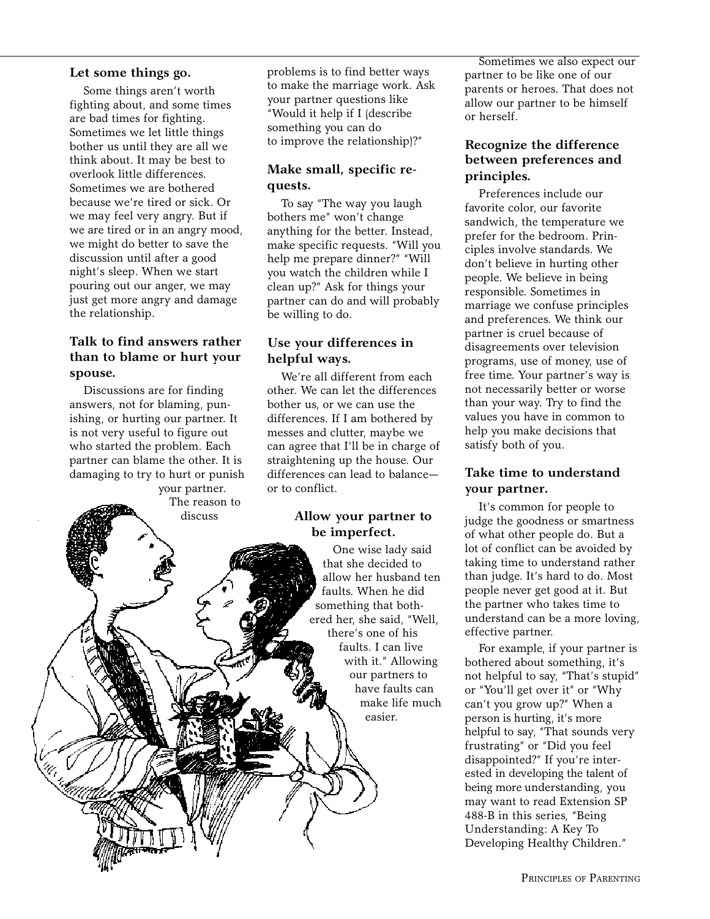### Let some things go.

Some things aren't worth fighting about, and some times are bad times for fighting. Sometimes we let little things bother us until they are all we think about. It may be best to overlook little differences. Sometimes we are bothered because we're tired or sick. Or we may feel very angry. But if we are tired or in an angry mood, we might do better to save the discussion until after a good night's sleep. When we start pouring out our anger, we may just get more angry and damage the relationship.

### Talk to find answers rather than to blame or hurt your spouse.

Discussions are for finding answers, not for blaming, punishing, or hurting our partner. It is not very useful to figure out who started the problem. Each partner can blame the other. It is damaging to try to hurt or punish your partner. The reason to discuss problems is to find better ways to make the marriage work. Ask your partner questions like "Would it help if I (describe something you can do to improve the relationship)?"

### Make small, specific requests.

To say "The way you laugh bothers me" won't change anything for the better. Instead, make specific requests. "Will you help me prepare dinner?" "Will you watch the children while I clean up?" Ask for things your partner can do and will probably be willing to do.

### Use your differences in helpful ways.

We're all different from each other. We can let the differences bother us, or we can use the differences. If I am bothered by messes and clutter, maybe we can agree that I'll be in charge of straightening up the house. Our differences can lead to balance—or to conflict.

### Allow your partner to be imperfect.

One wise lady said that she decided to allow her husband ten faults. When he did something that bothered her, she said, "Well, there's one of his faults. I can live with it." Allowing our partners to have faults can make life much easier.

Sometimes we also expect our partner to be like one of our parents or heroes. That does not allow our partner to be himself or herself.

### Recognize the difference between preferences and principles.

Preferences include our favorite color, our favorite sandwich, the temperature we prefer for the bedroom. Principles involve standards. We don't believe in hurting other people. We believe in being responsible. Sometimes in marriage we confuse principles and preferences. We think our partner is cruel because of disagreements over television programs, use of money, use of free time. Your partner's way is not necessarily better or worse than your way. Try to find the values you have in common to help you make decisions that satisfy both of you.

### Take time to understand your partner.

It's common for people to judge the goodness or smartness of what other people do. But a lot of conflict can be avoided by taking time to understand rather than judge. It's hard to do. Most people never get good at it. But the partner who takes time to understand can be a more loving, effective partner.

For example, if your partner is bothered about something, it's not helpful to say, "That's stupid" or "You'll get over it" or "Why can't you grow up?" When a person is hurting, it's more helpful to say, "That sounds very frustrating" or "Did you feel disappointed?" If you're interested in developing the talent of being more understanding, you may want to read Extension SP 488-B in this series, "Being Understanding: A Key To Developing Healthy Children."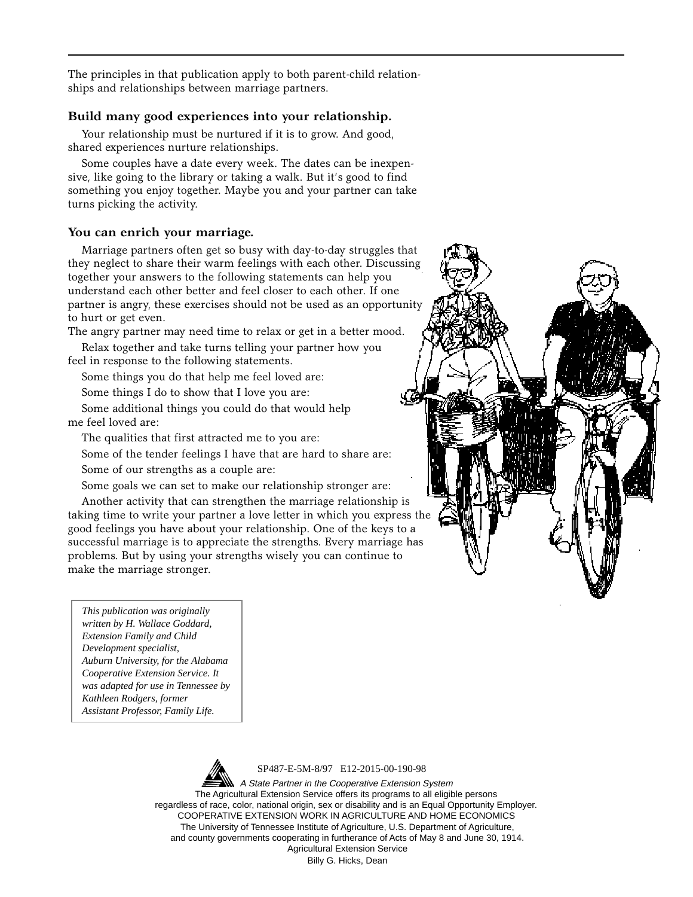The principles in that publication apply to both parent-child relationships and relationships between marriage partners.

### Build many good experiences into your relationship.

Your relationship must be nurtured if it is to grow. And good, shared experiences nurture relationships.

Some couples have a date every week. The dates can be inexpensive, like going to the library or taking a walk. But it's good to find something you enjoy together. Maybe you and your partner can take turns picking the activity.

### You can enrich your marriage.

Marriage partners often get so busy with day-to-day struggles that they neglect to share their warm feelings with each other. Discussing together your answers to the following statements can help you understand each other better and feel closer to each other. If one partner is angry, these exercises should not be used as an opportunity to hurt or get even.
The angry partner may need time to relax or get in a better mood.

Relax together and take turns telling your partner how you feel in response to the following statements.

Some things you do that help me feel loved are:

Some things I do to show that I love you are:

Some additional things you could do that would help me feel loved are:

The qualities that first attracted me to you are:

Some of the tender feelings I have that are hard to share are:

Some of our strengths as a couple are:

Some goals we can set to make our relationship stronger are:

Another activity that can strengthen the marriage relationship is taking time to write your partner a love letter in which you express the good feelings you have about your relationship. One of the keys to a successful marriage is to appreciate the strengths. Every marriage has problems. But by using your strengths wisely you can continue to make the marriage stronger.

*This publication was originally written by H. Wallace Goddard, Extension Family and Child Development specialist, Auburn University, for the Alabama Cooperative Extension Service. It was adapted for use in Tennessee by Kathleen Rodgers, former Assistant Professor, Family Life.*

SP487-E-5M-8/97 E12-2015-00-190-98

*A State Partner in the Cooperative Extension System*

The Agricultural Extension Service offers its programs to all eligible persons regardless of race, color, national origin, sex or disability and is an Equal Opportunity Employer.
COOPERATIVE EXTENSION WORK IN AGRICULTURE AND HOME ECONOMICS
The University of Tennessee Institute of Agriculture, U.S. Department of Agriculture, and county governments cooperating in furtherance of Acts of May 8 and June 30, 1914.
Agricultural Extension Service
Billy G. Hicks, Dean